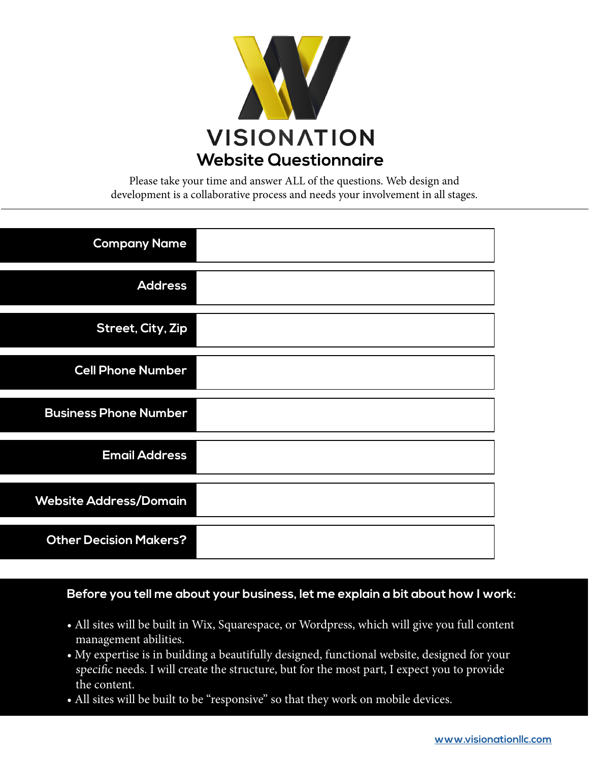# VISIONATION

## Website Questionnaire

Please take your time and answer ALL of the questions. Web design and development is a collaborative process and needs your involvement in all stages.

| | |
|---|---|
| **Company Name** | |
| **Address** | |
| **Street, City, Zip** | |
| **Cell Phone Number** | |
| **Business Phone Number** | |
| **Email Address** | |
| **Website Address/Domain** | |
| **Other Decision Makers?** | |

**Before you tell me about your business, let me explain a bit about how I work:**

- All sites will be built in Wix, Squarespace, or Wordpress, which will give you full content management abilities.
- My expertise is in building a beautifully designed, functional website, designed for your *specific* needs. I will create the structure, but for the most part, I expect you to provide the content.
- All sites will be built to be "responsive" so that they work on mobile devices.

www.visionationllc.com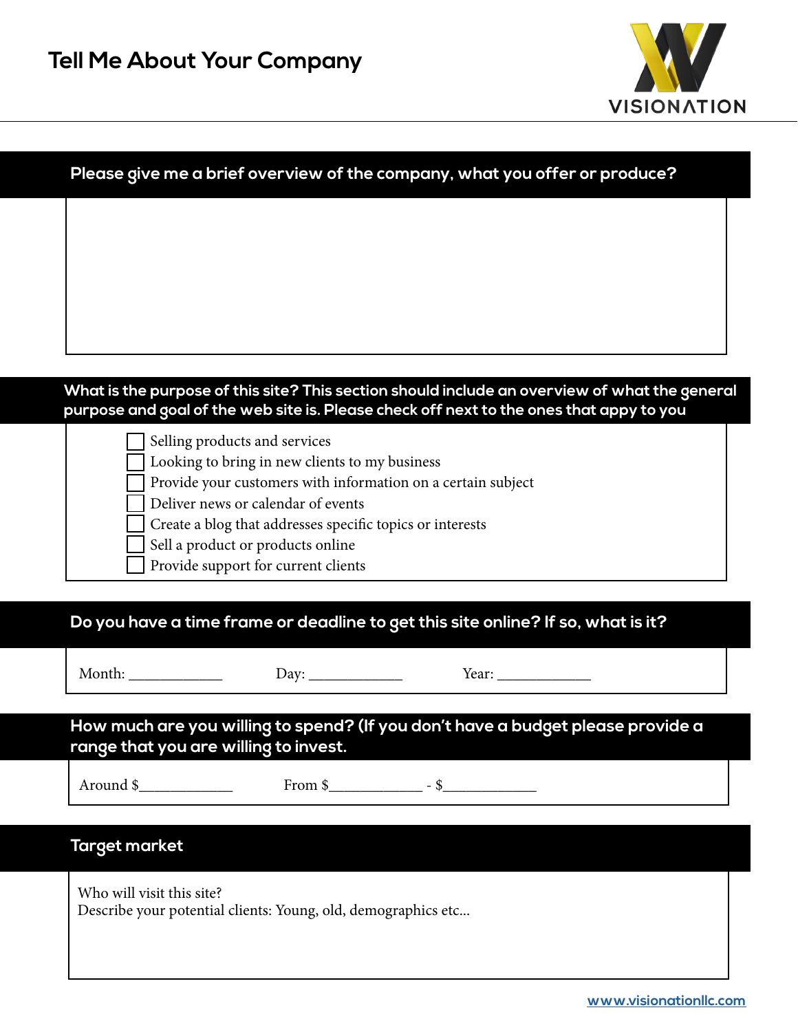# Tell Me About Your Company

VISIONATION

## Please give me a brief overview of the company, what you offer or produce?

## What is the purpose of this site? This section should include an overview of what the general purpose and goal of the web site is. Please check off next to the ones that appy to you

- [ ] Selling products and services
- [ ] Looking to bring in new clients to my business
- [ ] Provide your customers with information on a certain subject
- [ ] Deliver news or calendar of events
- [ ] Create a blog that addresses specific topics or interests
- [ ] Sell a product or products online
- [ ] Provide support for current clients

## Do you have a time frame or deadline to get this site online? If so, what is it?

Month: ____________ Day: ____________ Year: ____________

## How much are you willing to spend? (If you don't have a budget please provide a range that you are willing to invest.

Around $____________ From $____________ - $____________

## Target market

Who will visit this site?
Describe your potential clients: Young, old, demographics etc...

www.visionationllc.com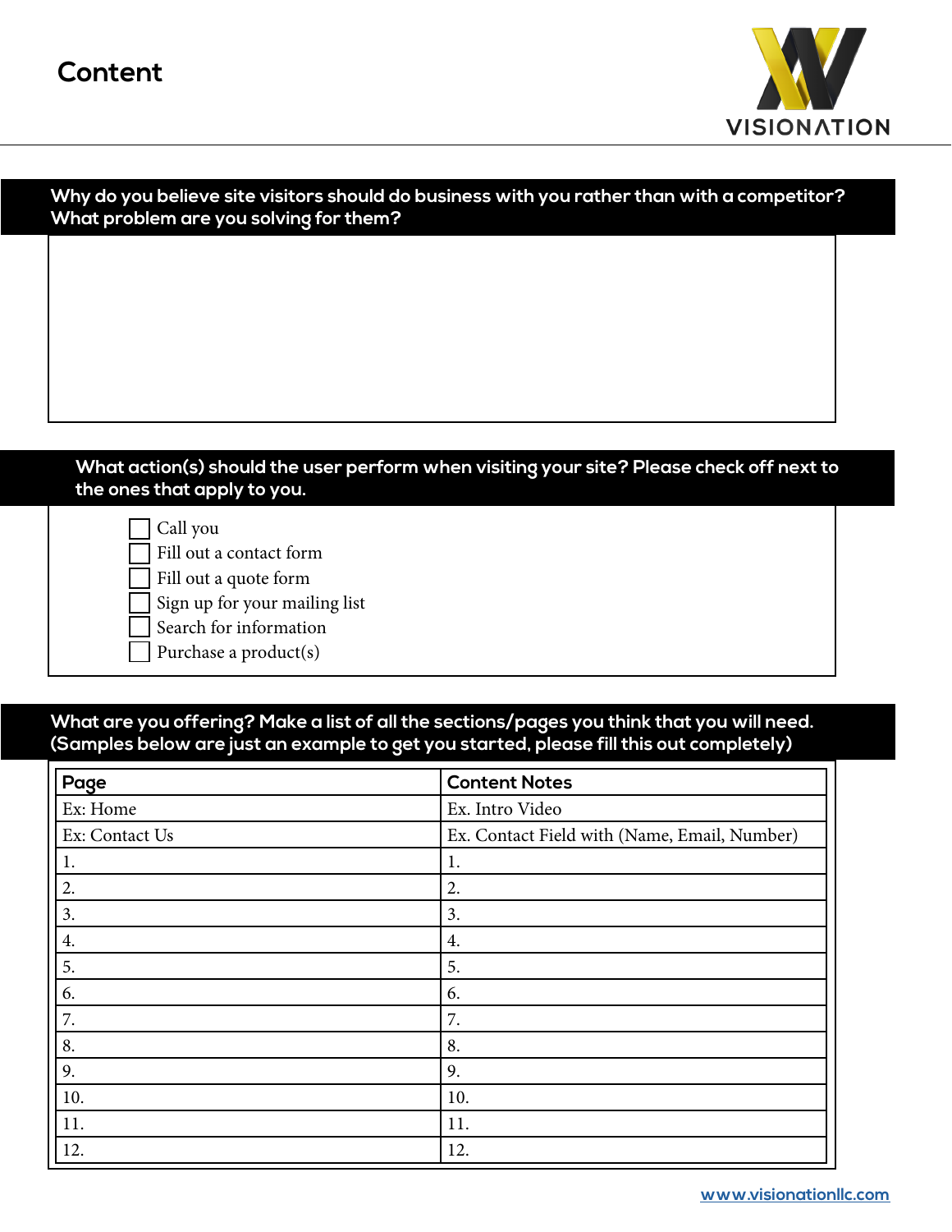# Content

VISIONATION

**Why do you believe site visitors should do business with you rather than with a competitor? What problem are you solving for them?**

**What action(s) should the user perform when visiting your site? Please check off next to the ones that apply to you.**

- [ ] Call you
- [ ] Fill out a contact form
- [ ] Fill out a quote form
- [ ] Sign up for your mailing list
- [ ] Search for information
- [ ] Purchase a product(s)

**What are you offering? Make a list of all the sections/pages you think that you will need. (Samples below are just an example to get you started, please fill this out completely)**

| Page | Content Notes |
|---|---|
| Ex: Home | Ex. Intro Video |
| Ex: Contact Us | Ex. Contact Field with (Name, Email, Number) |
| 1. | 1. |
| 2. | 2. |
| 3. | 3. |
| 4. | 4. |
| 5. | 5. |
| 6. | 6. |
| 7. | 7. |
| 8. | 8. |
| 9. | 9. |
| 10. | 10. |
| 11. | 11. |
| 12. | 12. |

www.visionationllc.com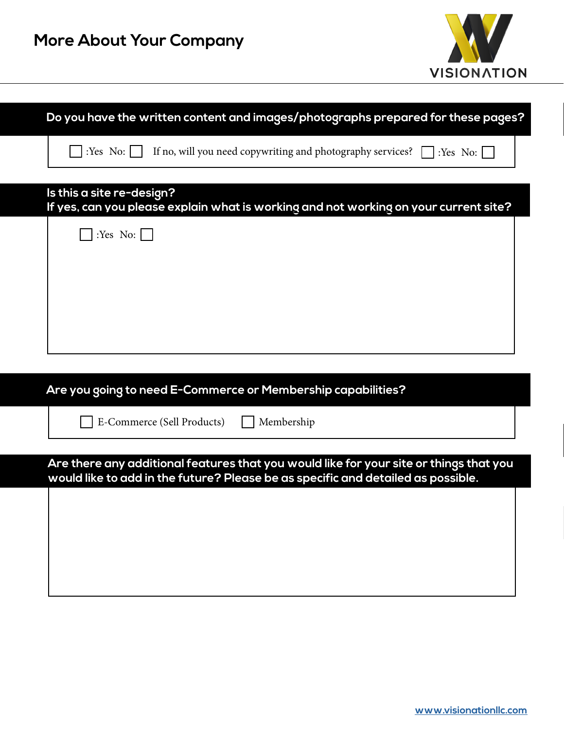## More About Your Company

VISIONATION

**Do you have the written content and images/photographs prepared for these pages?**

☐ :Yes No: ☐ If no, will you need copywriting and photography services? ☐ :Yes No: ☐

**Is this a site re-design?**
**If yes, can you please explain what is working and not working on your current site?**

☐ :Yes No: ☐

**Are you going to need E-Commerce or Membership capabilities?**

☐ E-Commerce (Sell Products) ☐ Membership

**Are there any additional features that you would like for your site or things that you would like to add in the future? Please be as specific and detailed as possible.**

www.visionationllc.com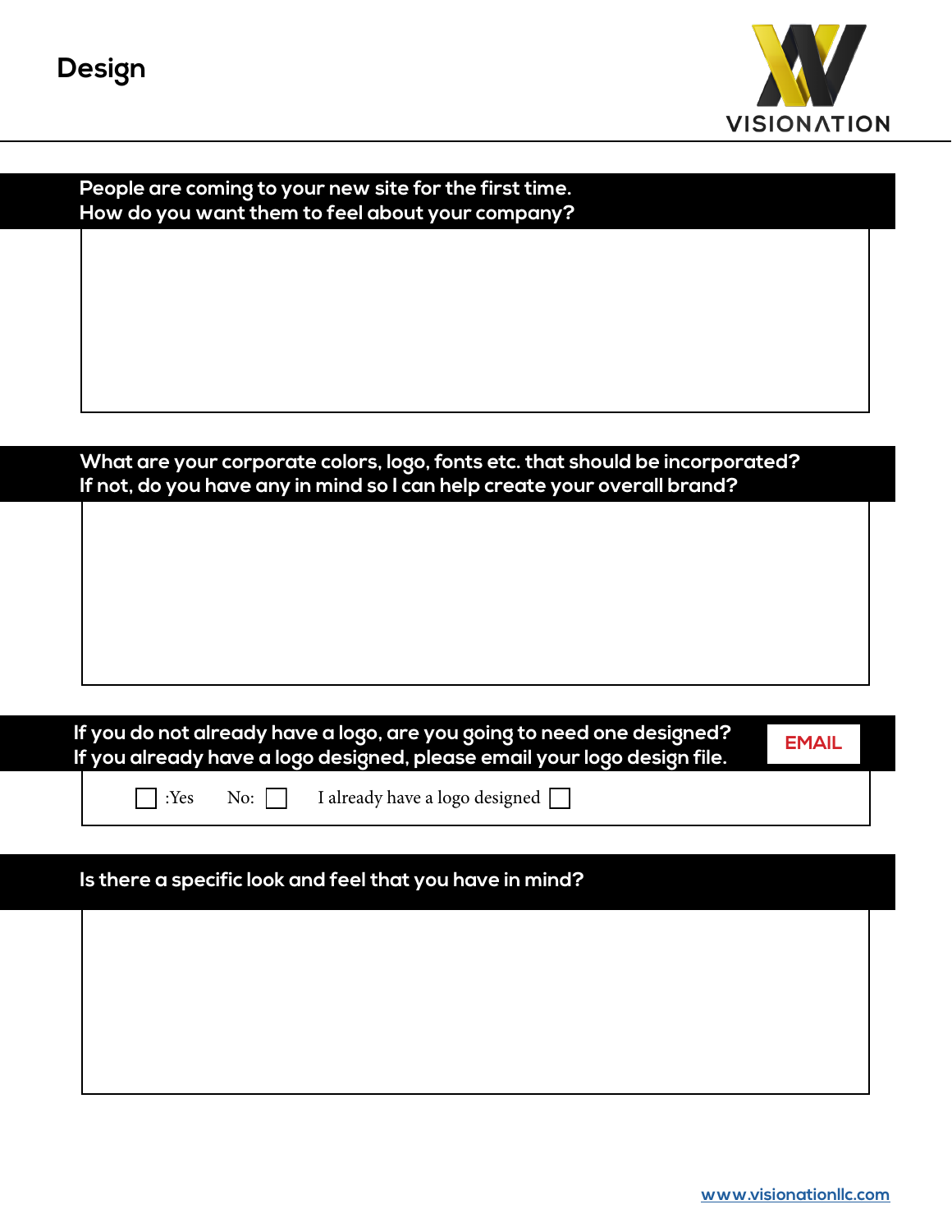# Design

VISIONATION

**People are coming to your new site for the first time.**
**How do you want them to feel about your company?**

**What are your corporate colors, logo, fonts etc. that should be incorporated?**
**If not, do you have any in mind so I can help create your overall brand?**

**If you do not already have a logo, are you going to need one designed?**
**If you already have a logo designed, please email your logo design file.**

EMAIL

☐ :Yes No: ☐ I already have a logo designed ☐

**Is there a specific look and feel that you have in mind?**

www.visionationllc.com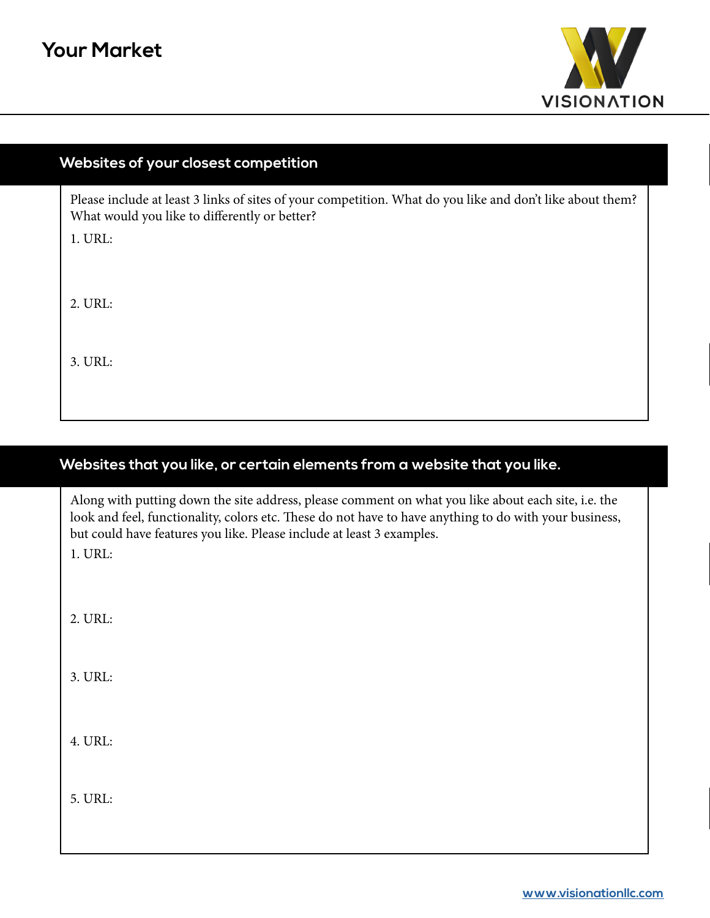# Your Market

## Websites of your closest competition

Please include at least 3 links of sites of your competition. What do you like and don't like about them? What would you like to differently or better?

1. URL:

2. URL:

3. URL:

## Websites that you like, or certain elements from a website that you like.

Along with putting down the site address, please comment on what you like about each site, i.e. the look and feel, functionality, colors etc. These do not have to have anything to do with your business, but could have features you like. Please include at least 3 examples.

1. URL:

2. URL:

3. URL:

4. URL:

5. URL: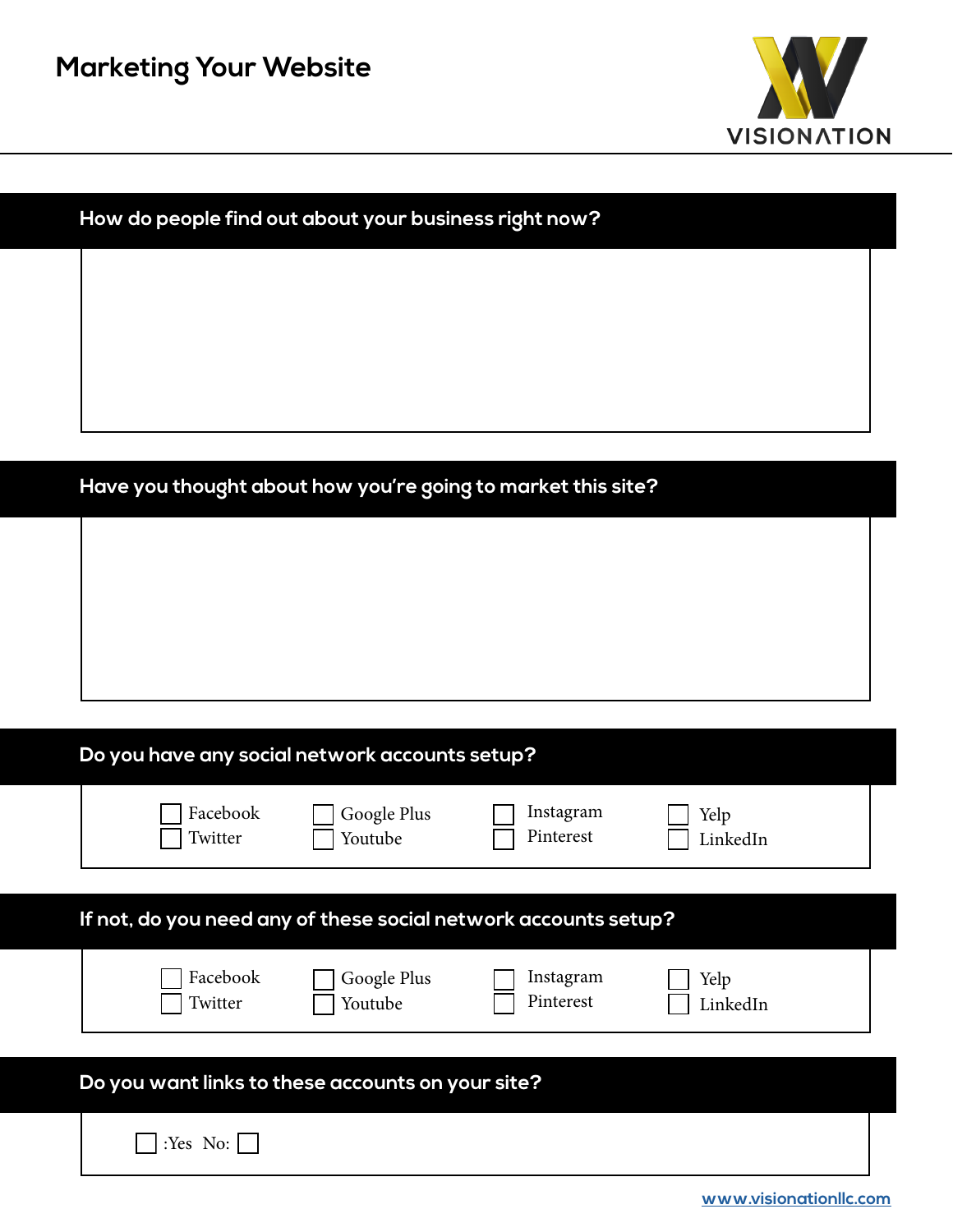# Marketing Your Website

VISIONATION

## How do people find out about your business right now?

## Have you thought about how you're going to market this site?

## Do you have any social network accounts setup?

- ☐ Facebook
- ☐ Twitter
- ☐ Google Plus
- ☐ Youtube
- ☐ Instagram
- ☐ Pinterest
- ☐ Yelp
- ☐ LinkedIn

## If not, do you need any of these social network accounts setup?

- ☐ Facebook
- ☐ Twitter
- ☐ Google Plus
- ☐ Youtube
- ☐ Instagram
- ☐ Pinterest
- ☐ Yelp
- ☐ LinkedIn

## Do you want links to these accounts on your site?

☐ :Yes No: ☐

www.visionationllc.com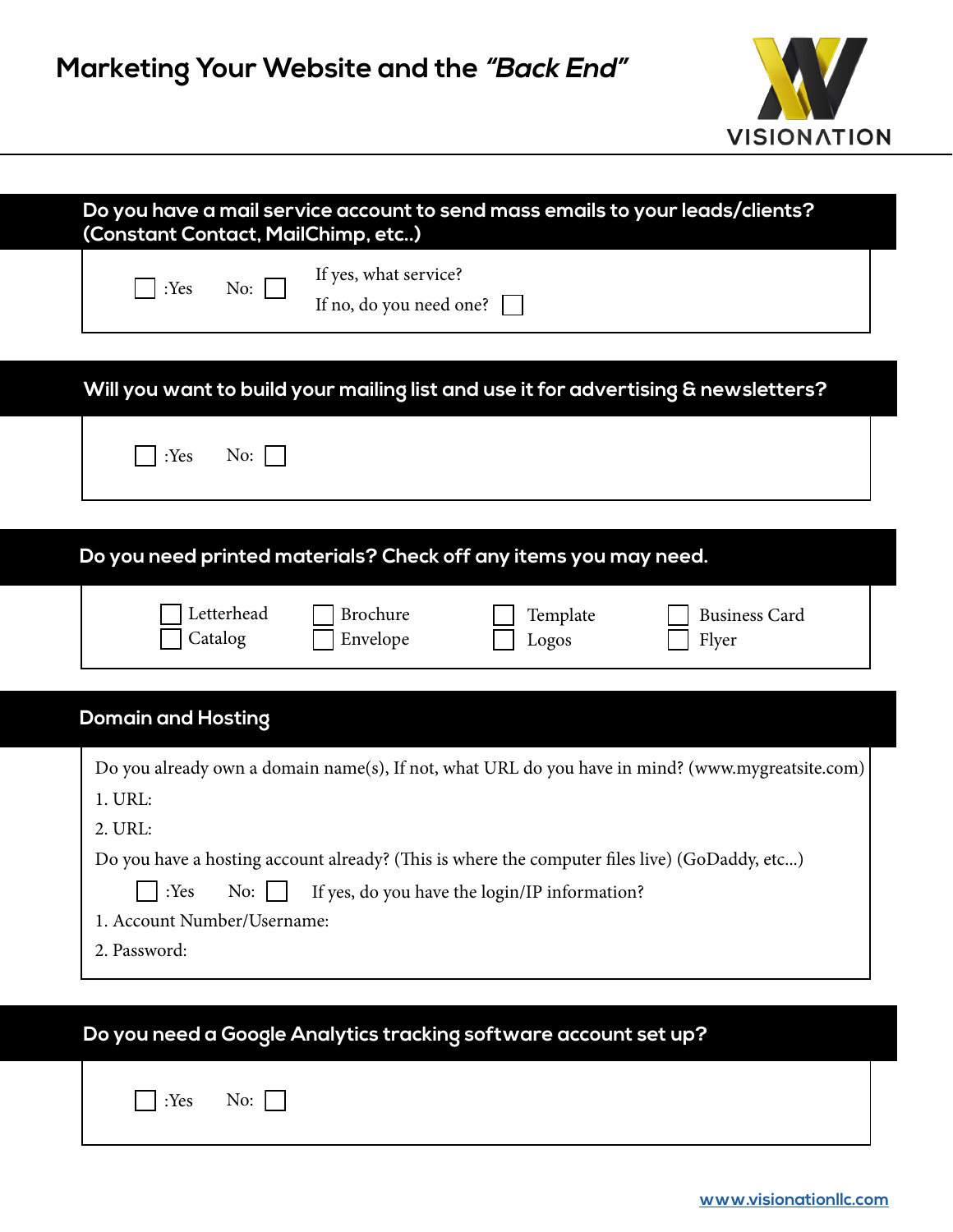# Marketing Your Website and the *"Back End"*

VISIONATION

## Do you have a mail service account to send mass emails to your leads/clients? (Constant Contact, MailChimp, etc..)

☐ :Yes No: ☐

If yes, what service?

If no, do you need one? ☐

## Will you want to build your mailing list and use it for advertising & newsletters?

☐ :Yes No: ☐

## Do you need printed materials? Check off any items you may need.

| | | | |
|---|---|---|---|
| ☐ Letterhead | ☐ Brochure | ☐ Template | ☐ Business Card |
| ☐ Catalog | ☐ Envelope | ☐ Logos | ☐ Flyer |

## Domain and Hosting

Do you already own a domain name(s), If not, what URL do you have in mind? (www.mygreatsite.com)

1. URL:
2. URL:

Do you have a hosting account already? (This is where the computer files live) (GoDaddy, etc...)

☐ :Yes No: ☐ If yes, do you have the login/IP information?

1. Account Number/Username:
2. Password:

## Do you need a Google Analytics tracking software account set up?

☐ :Yes No: ☐

www.visionationllc.com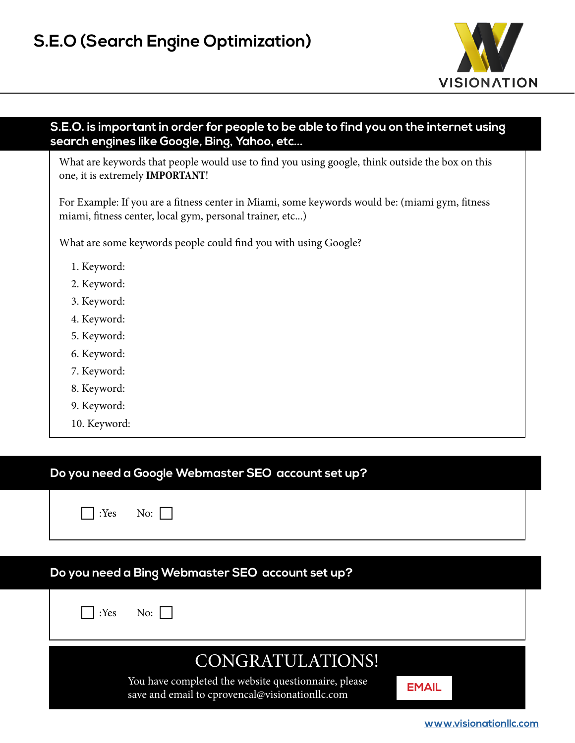# S.E.O (Search Engine Optimization)

VISIONATION

## S.E.O. is important in order for people to be able to find you on the internet using search engines like Google, Bing, Yahoo, etc...

What are keywords that people would use to find you using google, think outside the box on this one, it is extremely **IMPORTANT**!

For Example: If you are a fitness center in Miami, some keywords would be: (miami gym, fitness miami, fitness center, local gym, personal trainer, etc...)

What are some keywords people could find you with using Google?

1. Keyword:
2. Keyword:
3. Keyword:
4. Keyword:
5. Keyword:
6. Keyword:
7. Keyword:
8. Keyword:
9. Keyword:
10. Keyword:

## Do you need a Google Webmaster SEO account set up?

☐ :Yes No: ☐

## Do you need a Bing Webmaster SEO account set up?

☐ :Yes No: ☐

## CONGRATULATIONS!

You have completed the website questionnaire, please save and email to cprovencal@visionationllc.com

EMAIL

www.visionationllc.com